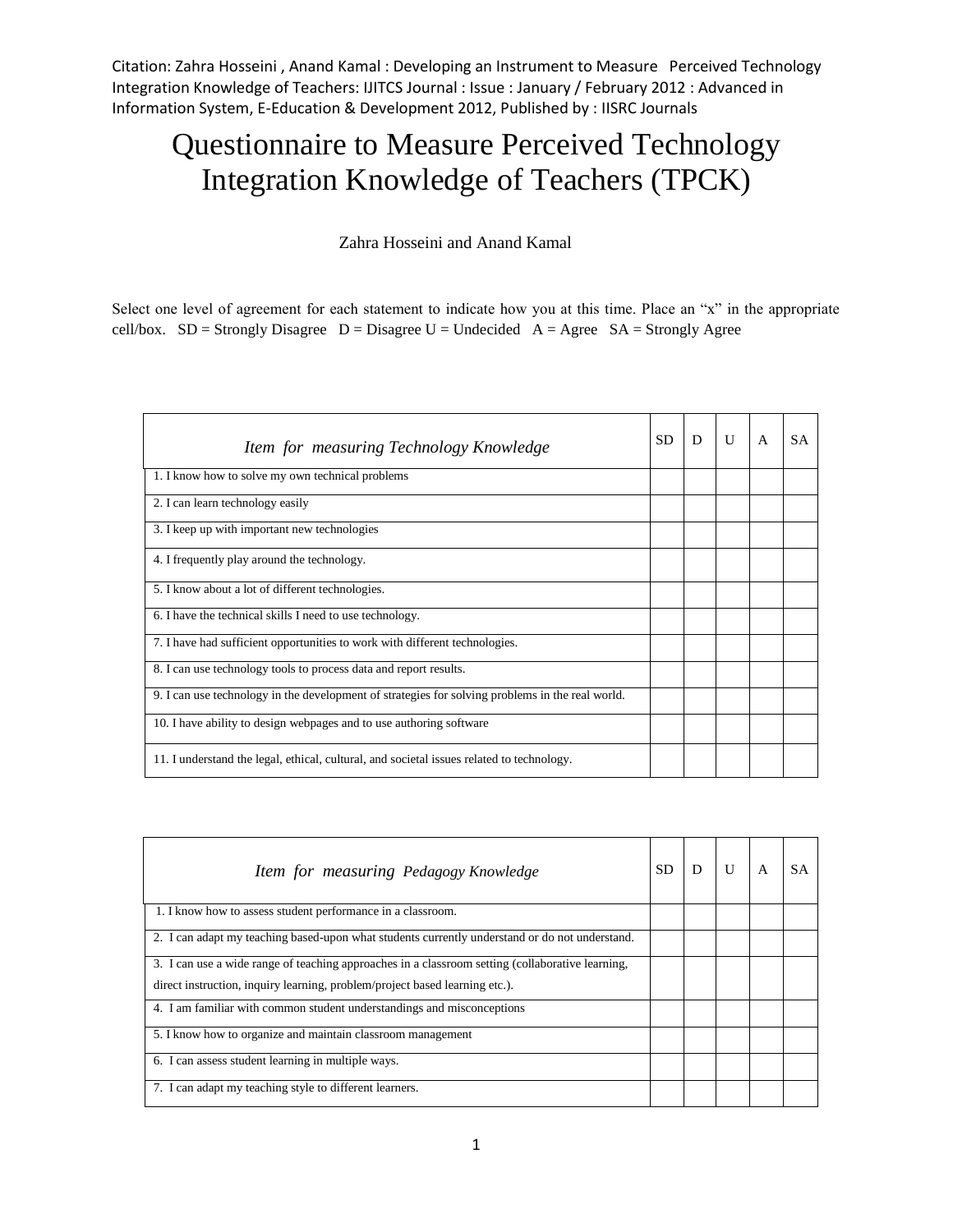Citation: Zahra Hosseini , Anand Kamal : Developing an Instrument to Measure Perceived Technology Integration Knowledge of Teachers: IJITCS Journal : Issue : January / February 2012 : Advanced in Information System, E-Education & Development 2012, Published by : IISRC Journals

# Questionnaire to Measure Perceived Technology Integration Knowledge of Teachers (TPCK)

Zahra Hosseini and Anand Kamal

Select one level of agreement for each statement to indicate how you at this time. Place an "x" in the appropriate cell/box.   SD = Strongly Disagree   D = Disagree U = Undecided   A = Agree   SA = Strongly Agree

| *Item for measuring Technology Knowledge* | SD | D | U | A | SA |
|---|---|---|---|---|---|
| 1. I know how to solve my own technical problems | | | | | |
| 2. I can learn technology easily | | | | | |
| 3. I keep up with important new technologies | | | | | |
| 4. I frequently play around the technology. | | | | | |
| 5. I know about a lot of different technologies. | | | | | |
| 6. I have the technical skills I need to use technology. | | | | | |
| 7. I have had sufficient opportunities to work with different technologies. | | | | | |
| 8. I can use technology tools to process data and report results. | | | | | |
| 9. I can use technology in the development of strategies for solving problems in the real world. | | | | | |
| 10. I have ability to design webpages and to use authoring software | | | | | |
| 11. I understand the legal, ethical, cultural, and societal issues related to technology. | | | | | |

| *Item for measuring Pedagogy Knowledge* | SD | D | U | A | SA |
|---|---|---|---|---|---|
| 1. I know how to assess student performance in a classroom. | | | | | |
| 2. I can adapt my teaching based-upon what students currently understand or do not understand. | | | | | |
| 3. I can use a wide range of teaching approaches in a classroom setting (collaborative learning, direct instruction, inquiry learning, problem/project based learning etc.). | | | | | |
| 4. I am familiar with common student understandings and misconceptions | | | | | |
| 5. I know how to organize and maintain classroom management | | | | | |
| 6. I can assess student learning in multiple ways. | | | | | |
| 7. I can adapt my teaching style to different learners. | | | | | |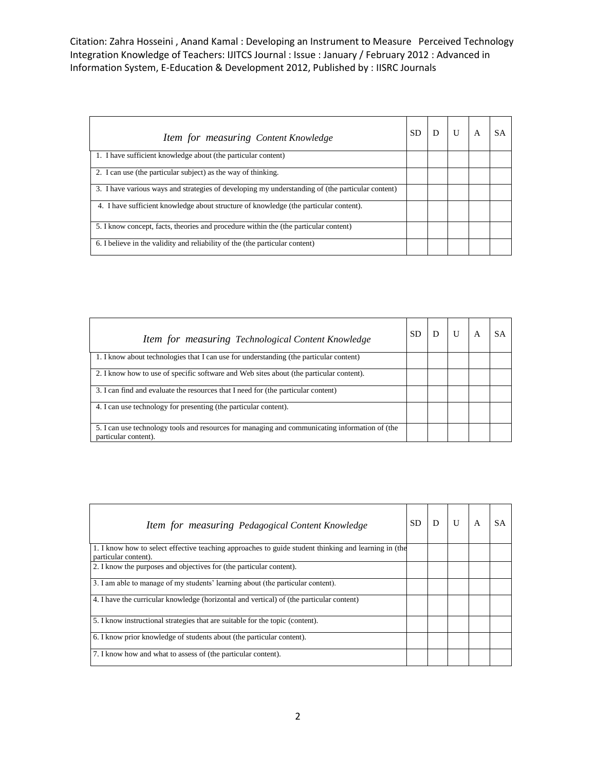| *Item for measuring Content Knowledge* | SD | D | U | A | SA |
|---|---|---|---|---|---|
| 1. I have sufficient knowledge about (the particular content) | | | | | |
| 2. I can use (the particular subject) as the way of thinking. | | | | | |
| 3. I have various ways and strategies of developing my understanding of (the particular content) | | | | | |
| 4. I have sufficient knowledge about structure of knowledge (the particular content). | | | | | |
| 5. I know concept, facts, theories and procedure within the (the particular content) | | | | | |
| 6. I believe in the validity and reliability of the (the particular content) | | | | | |

| *Item for measuring Technological Content Knowledge* | SD | D | U | A | SA |
|---|---|---|---|---|---|
| 1. I know about technologies that I can use for understanding (the particular content) | | | | | |
| 2. I know how to use of specific software and Web sites about (the particular content). | | | | | |
| 3. I can find and evaluate the resources that I need for (the particular content) | | | | | |
| 4. I can use technology for presenting (the particular content). | | | | | |
| 5. I can use technology tools and resources for managing and communicating information of (the particular content). | | | | | |

| *Item for measuring Pedagogical Content Knowledge* | SD | D | U | A | SA |
|---|---|---|---|---|---|
| 1. I know how to select effective teaching approaches to guide student thinking and learning in (the particular content). | | | | | |
| 2. I know the purposes and objectives for (the particular content). | | | | | |
| 3. I am able to manage of my students' learning about (the particular content). | | | | | |
| 4. I have the curricular knowledge (horizontal and vertical) of (the particular content) | | | | | |
| 5. I know instructional strategies that are suitable for the topic (content). | | | | | |
| 6. I know prior knowledge of students about (the particular content). | | | | | |
| 7. I know how and what to assess of (the particular content). | | | | | |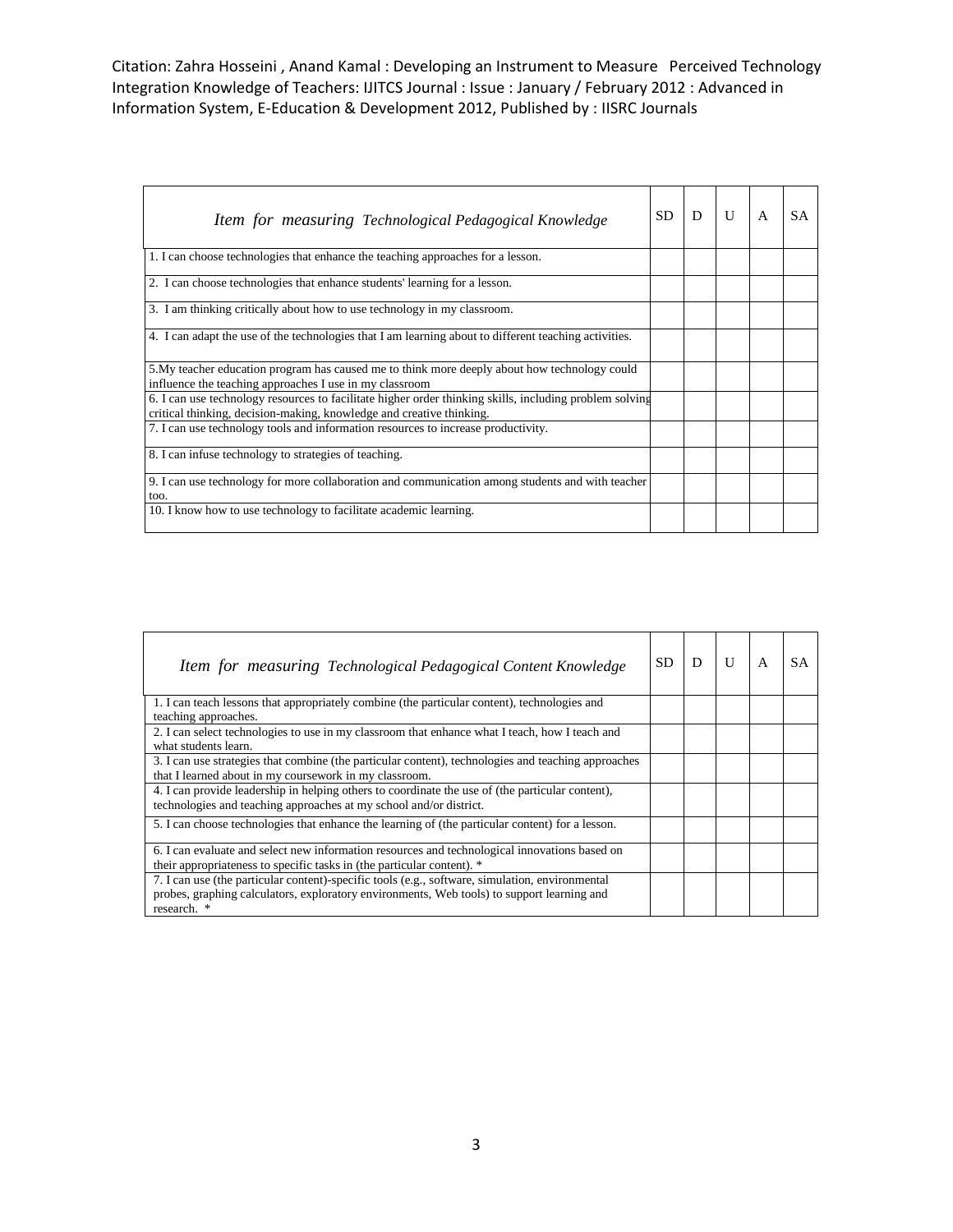| *Item for measuring Technological Pedagogical Knowledge* | SD | D | U | A | SA |
|---|---|---|---|---|---|
| 1. I can choose technologies that enhance the teaching approaches for a lesson. | | | | | |
| 2. I can choose technologies that enhance students' learning for a lesson. | | | | | |
| 3. I am thinking critically about how to use technology in my classroom. | | | | | |
| 4. I can adapt the use of the technologies that I am learning about to different teaching activities. | | | | | |
| 5.My teacher education program has caused me to think more deeply about how technology could influence the teaching approaches I use in my classroom | | | | | |
| 6. I can use technology resources to facilitate higher order thinking skills, including problem solving critical thinking, decision-making, knowledge and creative thinking. | | | | | |
| 7. I can use technology tools and information resources to increase productivity. | | | | | |
| 8. I can infuse technology to strategies of teaching. | | | | | |
| 9. I can use technology for more collaboration and communication among students and with teacher too. | | | | | |
| 10. I know how to use technology to facilitate academic learning. | | | | | |

| *Item for measuring Technological Pedagogical Content Knowledge* | SD | D | U | A | SA |
|---|---|---|---|---|---|
| 1. I can teach lessons that appropriately combine (the particular content), technologies and teaching approaches. | | | | | |
| 2. I can select technologies to use in my classroom that enhance what I teach, how I teach and what students learn. | | | | | |
| 3. I can use strategies that combine (the particular content), technologies and teaching approaches that I learned about in my coursework in my classroom. | | | | | |
| 4. I can provide leadership in helping others to coordinate the use of (the particular content), technologies and teaching approaches at my school and/or district. | | | | | |
| 5. I can choose technologies that enhance the learning of (the particular content) for a lesson. | | | | | |
| 6. I can evaluate and select new information resources and technological innovations based on their appropriateness to specific tasks in (the particular content). * | | | | | |
| 7. I can use (the particular content)-specific tools (e.g., software, simulation, environmental probes, graphing calculators, exploratory environments, Web tools) to support learning and research. * | | | | | |